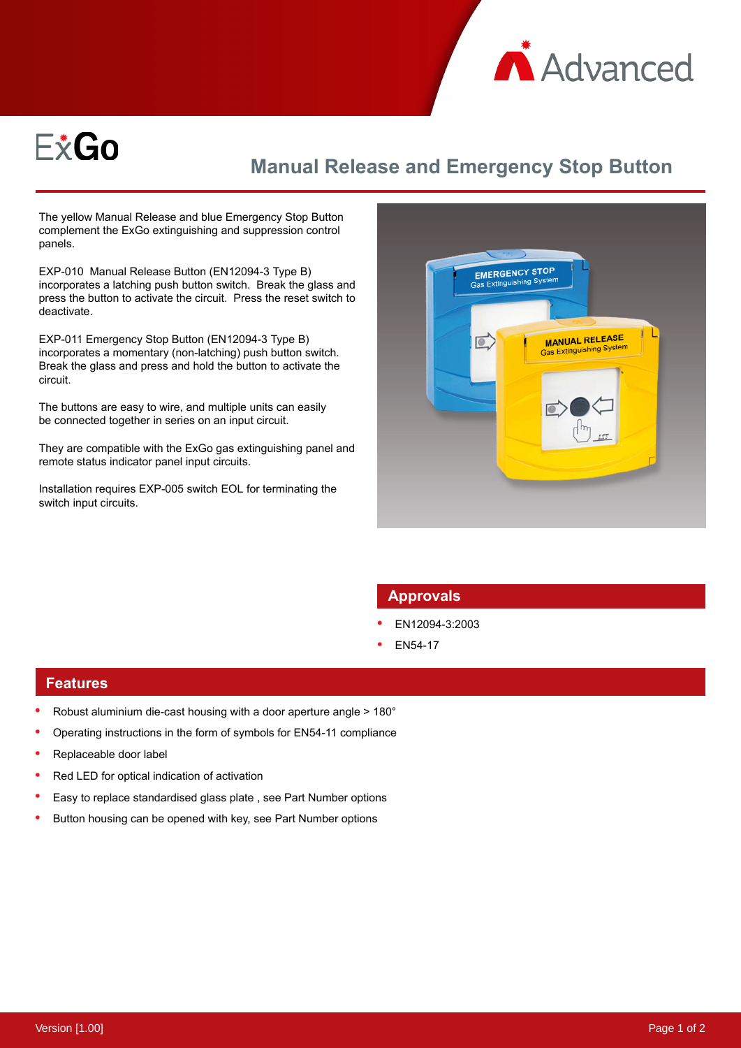# ExGo

## Manual Release and Emergency Stop Button

The yellow Manual Release and blue Emergency Stop Button complement the ExGo extinguishing and suppression control panels.

EXP-010 Manual Release Button (EN12094-3 Type B) incorporates a latching push button switch. Break the glass and press the button to activate the circuit. Press the reset switch to deactivate.

EXP-011 Emergency Stop Button (EN12094-3 Type B) incorporates a momentary (non-latching) push button switch. Break the glass and press and hold the button to activate the circuit.

The buttons are easy to wire, and multiple units can easily be connected together in series on an input circuit.

They are compatible with the ExGo gas extinguishing panel and remote status indicator panel input circuits.

Installation requires EXP-005 switch EOL for terminating the switch input circuits.

## Approvals

- EN12094-3:2003
- EN54-17

## Features

- Robust aluminium die-cast housing with a door aperture angle > 180°
- Operating instructions in the form of symbols for EN54-11 compliance
- Replaceable door label
- Red LED for optical indication of activation
- Easy to replace standardised glass plate , see Part Number options
- Button housing can be opened with key, see Part Number options

Version [1.00]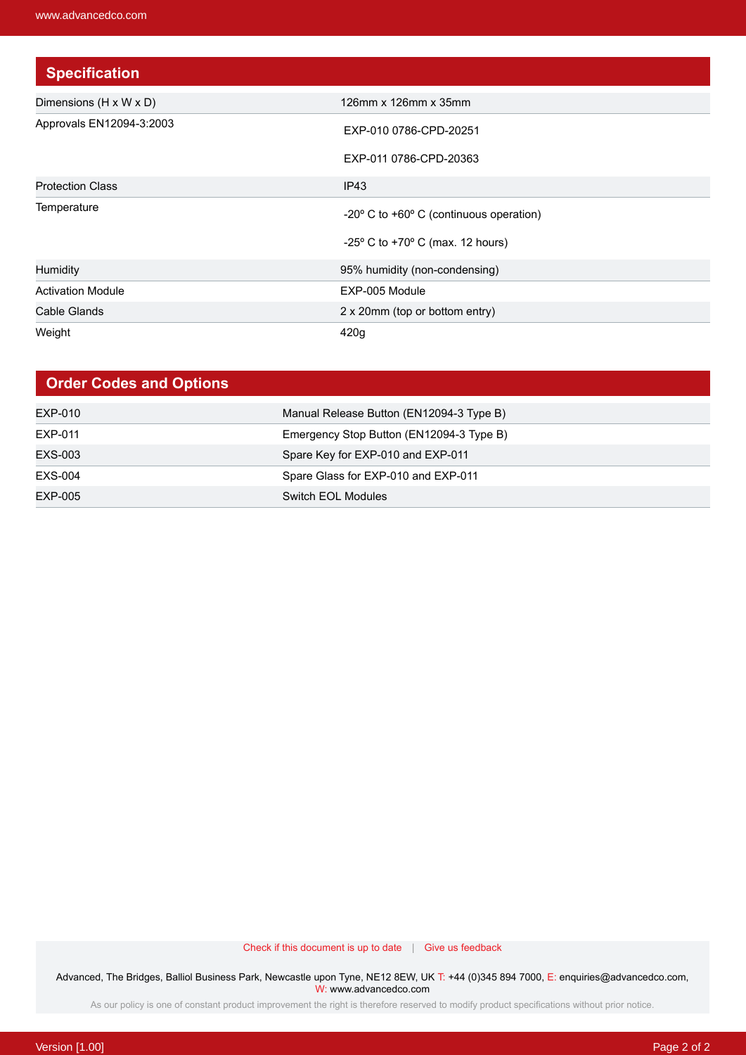## Specification

| | |
|---|---|
| Dimensions (H x W x D) | 126mm x 126mm x 35mm |
| Approvals EN12094-3:2003 | EXP-010 0786-CPD-20251<br>EXP-011 0786-CPD-20363 |
| Protection Class | IP43 |
| Temperature | -20º C to +60º C (continuous operation)<br>-25º C to +70º C (max. 12 hours) |
| Humidity | 95% humidity (non-condensing) |
| Activation Module | EXP-005 Module |
| Cable Glands | 2 x 20mm (top or bottom entry) |
| Weight | 420g |

## Order Codes and Options

| | |
|---|---|
| EXP-010 | Manual Release Button (EN12094-3 Type B) |
| EXP-011 | Emergency Stop Button (EN12094-3 Type B) |
| EXS-003 | Spare Key for EXP-010 and EXP-011 |
| EXS-004 | Spare Glass for EXP-010 and EXP-011 |
| EXP-005 | Switch EOL Modules |

Check if this document is up to date | Give us feedback

Advanced, The Bridges, Balliol Business Park, Newcastle upon Tyne, NE12 8EW, UK T: +44 (0)345 894 7000, E: enquiries@advancedco.com, W: www.advancedco.com

As our policy is one of constant product improvement the right is therefore reserved to modify product specifications without prior notice.

Version [1.00]